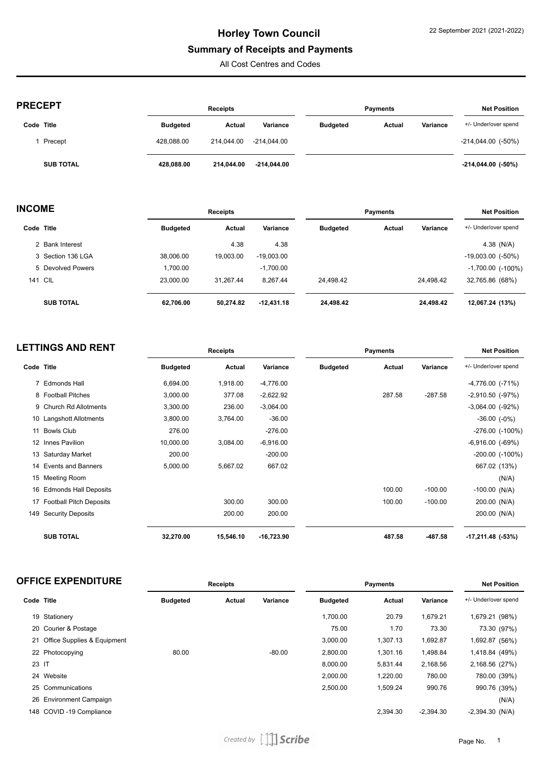# Horley Town Council

## Summary of Receipts and Payments

All Cost Centres and Codes

22 September 2021 (2021-2022)

### PRECEPT

| Code | Title | Receipts | | | Payments | | | Net Position |
|---|---|---|---|---|---|---|---|---|
| | | Budgeted | Actual | Variance | Budgeted | Actual | Variance | +/- Under/over spend |
| 1 | Precept | 428,088.00 | 214,044.00 | -214,044.00 | | | | -214,044.00 (-50%) |
| | **SUB TOTAL** | **428,088.00** | **214,044.00** | **-214,044.00** | | | | **-214,044.00 (-50%)** |

### INCOME

| Code | Title | Receipts | | | Payments | | | Net Position |
|---|---|---|---|---|---|---|---|---|
| | | Budgeted | Actual | Variance | Budgeted | Actual | Variance | +/- Under/over spend |
| 2 | Bank Interest | | 4.38 | 4.38 | | | | 4.38 (N/A) |
| 3 | Section 136 LGA | 38,006.00 | 19,003.00 | -19,003.00 | | | | -19,003.00 (-50%) |
| 5 | Devolved Powers | 1,700.00 | | -1,700.00 | | | | -1,700.00 (-100%) |
| 141 | CIL | 23,000.00 | 31,267.44 | 8,267.44 | 24,498.42 | | 24,498.42 | 32,765.86 (68%) |
| | **SUB TOTAL** | **62,706.00** | **50,274.82** | **-12,431.18** | **24,498.42** | | **24,498.42** | **12,067.24 (13%)** |

### LETTINGS AND RENT

| Code | Title | Receipts | | | Payments | | | Net Position |
|---|---|---|---|---|---|---|---|---|
| | | Budgeted | Actual | Variance | Budgeted | Actual | Variance | +/- Under/over spend |
| 7 | Edmonds Hall | 6,694.00 | 1,918.00 | -4,776.00 | | | | -4,776.00 (-71%) |
| 8 | Football Pitches | 3,000.00 | 377.08 | -2,622.92 | | 287.58 | -287.58 | -2,910.50 (-97%) |
| 9 | Church Rd Allotments | 3,300.00 | 236.00 | -3,064.00 | | | | -3,064.00 (-92%) |
| 10 | Langshott Allotments | 3,800.00 | 3,764.00 | -36.00 | | | | -36.00 (-0%) |
| 11 | Bowls Club | 276.00 | | -276.00 | | | | -276.00 (-100%) |
| 12 | Innes Pavilion | 10,000.00 | 3,084.00 | -6,916.00 | | | | -6,916.00 (-69%) |
| 13 | Saturday Market | 200.00 | | -200.00 | | | | -200.00 (-100%) |
| 14 | Events and Banners | 5,000.00 | 5,667.02 | 667.02 | | | | 667.02 (13%) |
| 15 | Meeting Room | | | | | | | (N/A) |
| 16 | Edmonds Hall Deposits | | | | | 100.00 | -100.00 | -100.00 (N/A) |
| 17 | Football Pitch Deposits | | 300.00 | 300.00 | | 100.00 | -100.00 | 200.00 (N/A) |
| 149 | Security Deposits | | 200.00 | 200.00 | | | | 200.00 (N/A) |
| | **SUB TOTAL** | **32,270.00** | **15,546.10** | **-16,723.90** | | **487.58** | **-487.58** | **-17,211.48 (-53%)** |

### OFFICE EXPENDITURE

| Code | Title | Receipts | | | Payments | | | Net Position |
|---|---|---|---|---|---|---|---|---|
| | | Budgeted | Actual | Variance | Budgeted | Actual | Variance | +/- Under/over spend |
| 19 | Stationery | | | | 1,700.00 | 20.79 | 1,679.21 | 1,679.21 (98%) |
| 20 | Courier & Postage | | | | 75.00 | 1.70 | 73.30 | 73.30 (97%) |
| 21 | Office Supplies & Equipment | | | | 3,000.00 | 1,307.13 | 1,692.87 | 1,692.87 (56%) |
| 22 | Photocopying | 80.00 | | -80.00 | 2,800.00 | 1,301.16 | 1,498.84 | 1,418.84 (49%) |
| 23 | IT | | | | 8,000.00 | 5,831.44 | 2,168.56 | 2,168.56 (27%) |
| 24 | Website | | | | 2,000.00 | 1,220.00 | 780.00 | 780.00 (39%) |
| 25 | Communications | | | | 2,500.00 | 1,509.24 | 990.76 | 990.76 (39%) |
| 26 | Environment Campaign | | | | | | | (N/A) |
| 148 | COVID -19 Compliance | | | | | 2,394.30 | -2,394.30 | -2,394.30 (N/A) |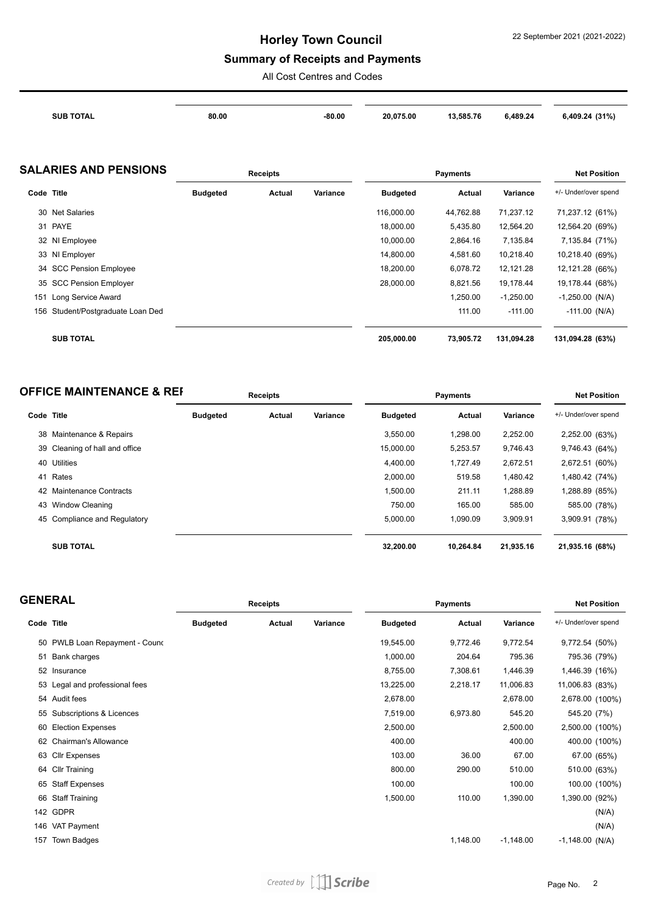| | | | | | | | |
|---|---|---|---|---|---|---|---|
| **SUB TOTAL** | **80.00** | | **-80.00** | **20,075.00** | **13,585.76** | **6,489.24** | **6,409.24 (31%)** |

## SALARIES AND PENSIONS

| | | Receipts | | | Payments | | | Net Position |
|---|---|---|---|---|---|---|---|---|
| Code | Title | Budgeted | Actual | Variance | Budgeted | Actual | Variance | +/- Under/over spend |
| 30 | Net Salaries | | | | 116,000.00 | 44,762.88 | 71,237.12 | 71,237.12 (61%) |
| 31 | PAYE | | | | 18,000.00 | 5,435.80 | 12,564.20 | 12,564.20 (69%) |
| 32 | NI Employee | | | | 10,000.00 | 2,864.16 | 7,135.84 | 7,135.84 (71%) |
| 33 | NI Employer | | | | 14,800.00 | 4,581.60 | 10,218.40 | 10,218.40 (69%) |
| 34 | SCC Pension Employee | | | | 18,200.00 | 6,078.72 | 12,121.28 | 12,121.28 (66%) |
| 35 | SCC Pension Employer | | | | 28,000.00 | 8,821.56 | 19,178.44 | 19,178.44 (68%) |
| 151 | Long Service Award | | | | | 1,250.00 | -1,250.00 | -1,250.00 (N/A) |
| 156 | Student/Postgraduate Loan Ded | | | | | 111.00 | -111.00 | -111.00 (N/A) |
| | **SUB TOTAL** | | | | **205,000.00** | **73,905.72** | **131,094.28** | **131,094.28 (63%)** |

## OFFICE MAINTENANCE & REI

| | | Receipts | | | Payments | | | Net Position |
|---|---|---|---|---|---|---|---|---|
| Code | Title | Budgeted | Actual | Variance | Budgeted | Actual | Variance | +/- Under/over spend |
| 38 | Maintenance & Repairs | | | | 3,550.00 | 1,298.00 | 2,252.00 | 2,252.00 (63%) |
| 39 | Cleaning of hall and office | | | | 15,000.00 | 5,253.57 | 9,746.43 | 9,746.43 (64%) |
| 40 | Utilities | | | | 4,400.00 | 1,727.49 | 2,672.51 | 2,672.51 (60%) |
| 41 | Rates | | | | 2,000.00 | 519.58 | 1,480.42 | 1,480.42 (74%) |
| 42 | Maintenance Contracts | | | | 1,500.00 | 211.11 | 1,288.89 | 1,288.89 (85%) |
| 43 | Window Cleaning | | | | 750.00 | 165.00 | 585.00 | 585.00 (78%) |
| 45 | Compliance and Regulatory | | | | 5,000.00 | 1,090.09 | 3,909.91 | 3,909.91 (78%) |
| | **SUB TOTAL** | | | | **32,200.00** | **10,264.84** | **21,935.16** | **21,935.16 (68%)** |

## GENERAL

| | | Receipts | | | Payments | | | Net Position |
|---|---|---|---|---|---|---|---|---|
| Code | Title | Budgeted | Actual | Variance | Budgeted | Actual | Variance | +/- Under/over spend |
| 50 | PWLB Loan Repayment - Counc | | | | 19,545.00 | 9,772.46 | 9,772.54 | 9,772.54 (50%) |
| 51 | Bank charges | | | | 1,000.00 | 204.64 | 795.36 | 795.36 (79%) |
| 52 | Insurance | | | | 8,755.00 | 7,308.61 | 1,446.39 | 1,446.39 (16%) |
| 53 | Legal and professional fees | | | | 13,225.00 | 2,218.17 | 11,006.83 | 11,006.83 (83%) |
| 54 | Audit fees | | | | 2,678.00 | | 2,678.00 | 2,678.00 (100%) |
| 55 | Subscriptions & Licences | | | | 7,519.00 | 6,973.80 | 545.20 | 545.20 (7%) |
| 60 | Election Expenses | | | | 2,500.00 | | 2,500.00 | 2,500.00 (100%) |
| 62 | Chairman's Allowance | | | | 400.00 | | 400.00 | 400.00 (100%) |
| 63 | Cllr Expenses | | | | 103.00 | 36.00 | 67.00 | 67.00 (65%) |
| 64 | Cllr Training | | | | 800.00 | 290.00 | 510.00 | 510.00 (63%) |
| 65 | Staff Expenses | | | | 100.00 | | 100.00 | 100.00 (100%) |
| 66 | Staff Training | | | | 1,500.00 | 110.00 | 1,390.00 | 1,390.00 (92%) |
| 142 | GDPR | | | | | | | (N/A) |
| 146 | VAT Payment | | | | | | | (N/A) |
| 157 | Town Badges | | | | | 1,148.00 | -1,148.00 | -1,148.00 (N/A) |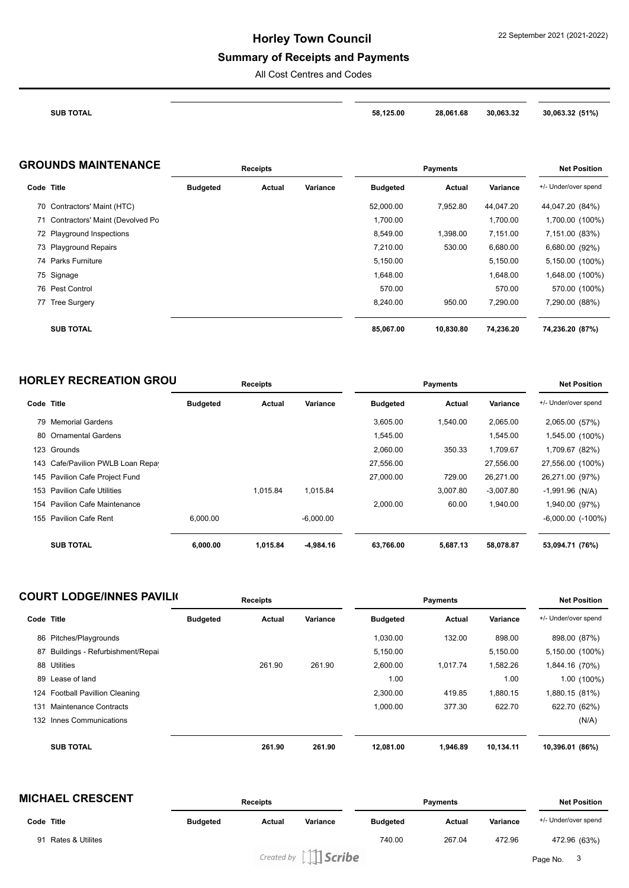| | | | | | | | |
|---|---|---|---|---|---|---|---|
| **SUB TOTAL** | | | | **58,125.00** | **28,061.68** | **30,063.32** | **30,063.32 (51%)** |

## GROUNDS MAINTENANCE

| | Receipts | | | Payments | | | Net Position |
|---|---|---|---|---|---|---|---|
| **Code Title** | **Budgeted** | **Actual** | **Variance** | **Budgeted** | **Actual** | **Variance** | +/- Under/over spend |
| 70 Contractors' Maint (HTC) | | | | 52,000.00 | 7,952.80 | 44,047.20 | 44,047.20 (84%) |
| 71 Contractors' Maint (Devolved Po | | | | 1,700.00 | | 1,700.00 | 1,700.00 (100%) |
| 72 Playground Inspections | | | | 8,549.00 | 1,398.00 | 7,151.00 | 7,151.00 (83%) |
| 73 Playground Repairs | | | | 7,210.00 | 530.00 | 6,680.00 | 6,680.00 (92%) |
| 74 Parks Furniture | | | | 5,150.00 | | 5,150.00 | 5,150.00 (100%) |
| 75 Signage | | | | 1,648.00 | | 1,648.00 | 1,648.00 (100%) |
| 76 Pest Control | | | | 570.00 | | 570.00 | 570.00 (100%) |
| 77 Tree Surgery | | | | 8,240.00 | 950.00 | 7,290.00 | 7,290.00 (88%) |
| **SUB TOTAL** | | | | **85,067.00** | **10,830.80** | **74,236.20** | **74,236.20 (87%)** |

## HORLEY RECREATION GROU

| | Receipts | | | Payments | | | Net Position |
|---|---|---|---|---|---|---|---|
| **Code Title** | **Budgeted** | **Actual** | **Variance** | **Budgeted** | **Actual** | **Variance** | +/- Under/over spend |
| 79 Memorial Gardens | | | | 3,605.00 | 1,540.00 | 2,065.00 | 2,065.00 (57%) |
| 80 Ornamental Gardens | | | | 1,545.00 | | 1,545.00 | 1,545.00 (100%) |
| 123 Grounds | | | | 2,060.00 | 350.33 | 1,709.67 | 1,709.67 (82%) |
| 143 Cafe/Pavilion PWLB Loan Repa | | | | 27,556.00 | | 27,556.00 | 27,556.00 (100%) |
| 145 Pavilion Cafe Project Fund | | | | 27,000.00 | 729.00 | 26,271.00 | 26,271.00 (97%) |
| 153 Pavilion Cafe Utilities | | 1,015.84 | 1,015.84 | | 3,007.80 | -3,007.80 | -1,991.96 (N/A) |
| 154 Pavilion Cafe Maintenance | | | | 2,000.00 | 60.00 | 1,940.00 | 1,940.00 (97%) |
| 155 Pavilion Cafe Rent | 6,000.00 | | -6,000.00 | | | | -6,000.00 (-100%) |
| **SUB TOTAL** | **6,000.00** | **1,015.84** | **-4,984.16** | **63,766.00** | **5,687.13** | **58,078.87** | **53,094.71 (76%)** |

## COURT LODGE/INNES PAVILI

| | Receipts | | | Payments | | | Net Position |
|---|---|---|---|---|---|---|---|
| **Code Title** | **Budgeted** | **Actual** | **Variance** | **Budgeted** | **Actual** | **Variance** | +/- Under/over spend |
| 86 Pitches/Playgrounds | | | | 1,030.00 | 132.00 | 898.00 | 898.00 (87%) |
| 87 Buildings - Refurbishment/Repai | | | | 5,150.00 | | 5,150.00 | 5,150.00 (100%) |
| 88 Utilities | | 261.90 | 261.90 | 2,600.00 | 1,017.74 | 1,582.26 | 1,844.16 (70%) |
| 89 Lease of land | | | | 1.00 | | 1.00 | 1.00 (100%) |
| 124 Football Pavillion Cleaning | | | | 2,300.00 | 419.85 | 1,880.15 | 1,880.15 (81%) |
| 131 Maintenance Contracts | | | | 1,000.00 | 377.30 | 622.70 | 622.70 (62%) |
| 132 Innes Communications | | | | | | | (N/A) |
| **SUB TOTAL** | | **261.90** | **261.90** | **12,081.00** | **1,946.89** | **10,134.11** | **10,396.01 (86%)** |

## MICHAEL CRESCENT

| | Receipts | | | Payments | | | Net Position |
|---|---|---|---|---|---|---|---|
| **Code Title** | **Budgeted** | **Actual** | **Variance** | **Budgeted** | **Actual** | **Variance** | +/- Under/over spend |
| 91 Rates & Utilites | | | | 740.00 | 267.04 | 472.96 | 472.96 (63%) |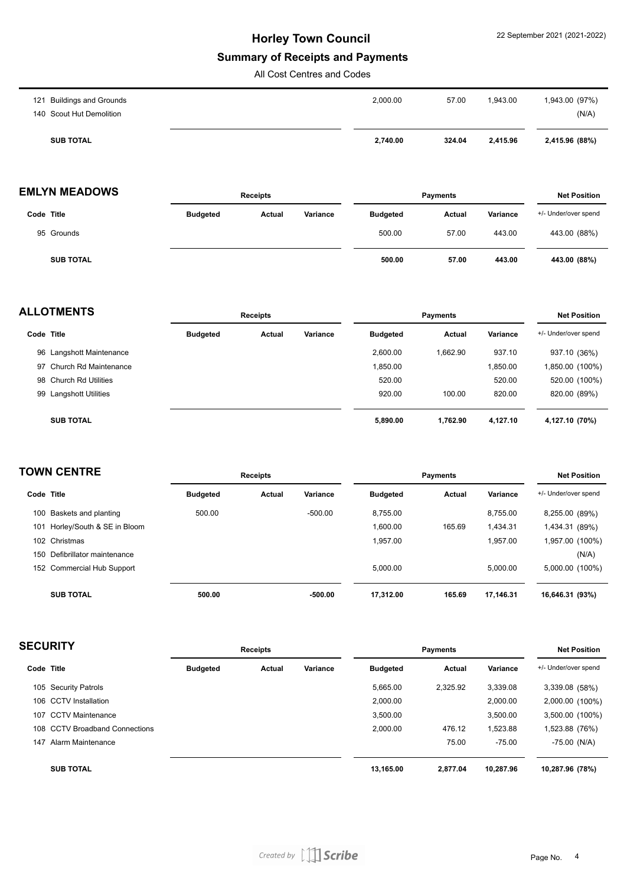# Horley Town Council

## Summary of Receipts and Payments

All Cost Centres and Codes

| Code | Title | Receipts Budgeted | Receipts Actual | Receipts Variance | Payments Budgeted | Payments Actual | Payments Variance | Net Position +/- Under/over spend |
|---|---|---|---|---|---|---|---|---|
| 121 | Buildings and Grounds | | | | 2,000.00 | 57.00 | 1,943.00 | 1,943.00 (97%) |
| 140 | Scout Hut Demolition | | | | | | | (N/A) |
| | **SUB TOTAL** | | | | **2,740.00** | **324.04** | **2,415.96** | **2,415.96 (88%)** |

### EMLYN MEADOWS

| | | Receipts | | | Payments | | | Net Position |
|---|---|---|---|---|---|---|---|---|
| Code | Title | Budgeted | Actual | Variance | Budgeted | Actual | Variance | +/- Under/over spend |
| 95 | Grounds | | | | 500.00 | 57.00 | 443.00 | 443.00 (88%) |
| | **SUB TOTAL** | | | | **500.00** | **57.00** | **443.00** | **443.00 (88%)** |

### ALLOTMENTS

| | | Receipts | | | Payments | | | Net Position |
|---|---|---|---|---|---|---|---|---|
| Code | Title | Budgeted | Actual | Variance | Budgeted | Actual | Variance | +/- Under/over spend |
| 96 | Langshott Maintenance | | | | 2,600.00 | 1,662.90 | 937.10 | 937.10 (36%) |
| 97 | Church Rd Maintenance | | | | 1,850.00 | | 1,850.00 | 1,850.00 (100%) |
| 98 | Church Rd Utilities | | | | 520.00 | | 520.00 | 520.00 (100%) |
| 99 | Langshott Utilities | | | | 920.00 | 100.00 | 820.00 | 820.00 (89%) |
| | **SUB TOTAL** | | | | **5,890.00** | **1,762.90** | **4,127.10** | **4,127.10 (70%)** |

### TOWN CENTRE

| | | Receipts | | | Payments | | | Net Position |
|---|---|---|---|---|---|---|---|---|
| Code | Title | Budgeted | Actual | Variance | Budgeted | Actual | Variance | +/- Under/over spend |
| 100 | Baskets and planting | 500.00 | | -500.00 | 8,755.00 | | 8,755.00 | 8,255.00 (89%) |
| 101 | Horley/South & SE in Bloom | | | | 1,600.00 | 165.69 | 1,434.31 | 1,434.31 (89%) |
| 102 | Christmas | | | | 1,957.00 | | 1,957.00 | 1,957.00 (100%) |
| 150 | Defibrillator maintenance | | | | | | | (N/A) |
| 152 | Commercial Hub Support | | | | 5,000.00 | | 5,000.00 | 5,000.00 (100%) |
| | **SUB TOTAL** | **500.00** | | **-500.00** | **17,312.00** | **165.69** | **17,146.31** | **16,646.31 (93%)** |

### SECURITY

| | | Receipts | | | Payments | | | Net Position |
|---|---|---|---|---|---|---|---|---|
| Code | Title | Budgeted | Actual | Variance | Budgeted | Actual | Variance | +/- Under/over spend |
| 105 | Security Patrols | | | | 5,665.00 | 2,325.92 | 3,339.08 | 3,339.08 (58%) |
| 106 | CCTV Installation | | | | 2,000.00 | | 2,000.00 | 2,000.00 (100%) |
| 107 | CCTV Maintenance | | | | 3,500.00 | | 3,500.00 | 3,500.00 (100%) |
| 108 | CCTV Broadband Connections | | | | 2,000.00 | 476.12 | 1,523.88 | 1,523.88 (76%) |
| 147 | Alarm Maintenance | | | | | 75.00 | -75.00 | -75.00 (N/A) |
| | **SUB TOTAL** | | | | **13,165.00** | **2,877.04** | **10,287.96** | **10,287.96 (78%)** |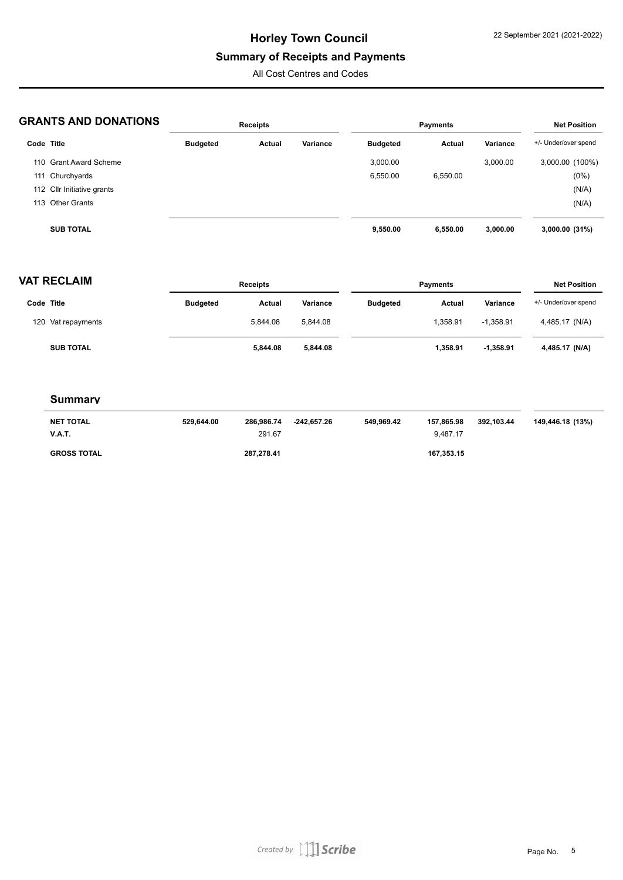# Horley Town Council

## Summary of Receipts and Payments

All Cost Centres and Codes

22 September 2021 (2021-2022)

### GRANTS AND DONATIONS

| | | Receipts | | | Payments | | | Net Position |
|---|---|---|---|---|---|---|---|---|
| Code | Title | Budgeted | Actual | Variance | Budgeted | Actual | Variance | +/- Under/over spend |
| 110 | Grant Award Scheme | | | | 3,000.00 | | 3,000.00 | 3,000.00 (100%) |
| 111 | Churchyards | | | | 6,550.00 | 6,550.00 | | (0%) |
| 112 | Cllr Initiative grants | | | | | | | (N/A) |
| 113 | Other Grants | | | | | | | (N/A) |
| | **SUB TOTAL** | | | | **9,550.00** | **6,550.00** | **3,000.00** | **3,000.00 (31%)** |

### VAT RECLAIM

| | | Receipts | | | Payments | | | Net Position |
|---|---|---|---|---|---|---|---|---|
| Code | Title | Budgeted | Actual | Variance | Budgeted | Actual | Variance | +/- Under/over spend |
| 120 | Vat repayments | | 5,844.08 | 5,844.08 | | 1,358.91 | -1,358.91 | 4,485.17 (N/A) |
| | **SUB TOTAL** | | **5,844.08** | **5,844.08** | | **1,358.91** | **-1,358.91** | **4,485.17 (N/A)** |

### Summary

| | Receipts Budgeted | Receipts Actual | Receipts Variance | Payments Budgeted | Payments Actual | Payments Variance | Net Position |
|---|---|---|---|---|---|---|---|
| **NET TOTAL** | **529,644.00** | **286,986.74** | **-242,657.26** | **549,969.42** | **157,865.98** | **392,103.44** | **149,446.18 (13%)** |
| **V.A.T.** | | 291.67 | | | 9,487.17 | | |
| **GROSS TOTAL** | | **287,278.41** | | | **167,353.15** | | |

*Created by Scribe*